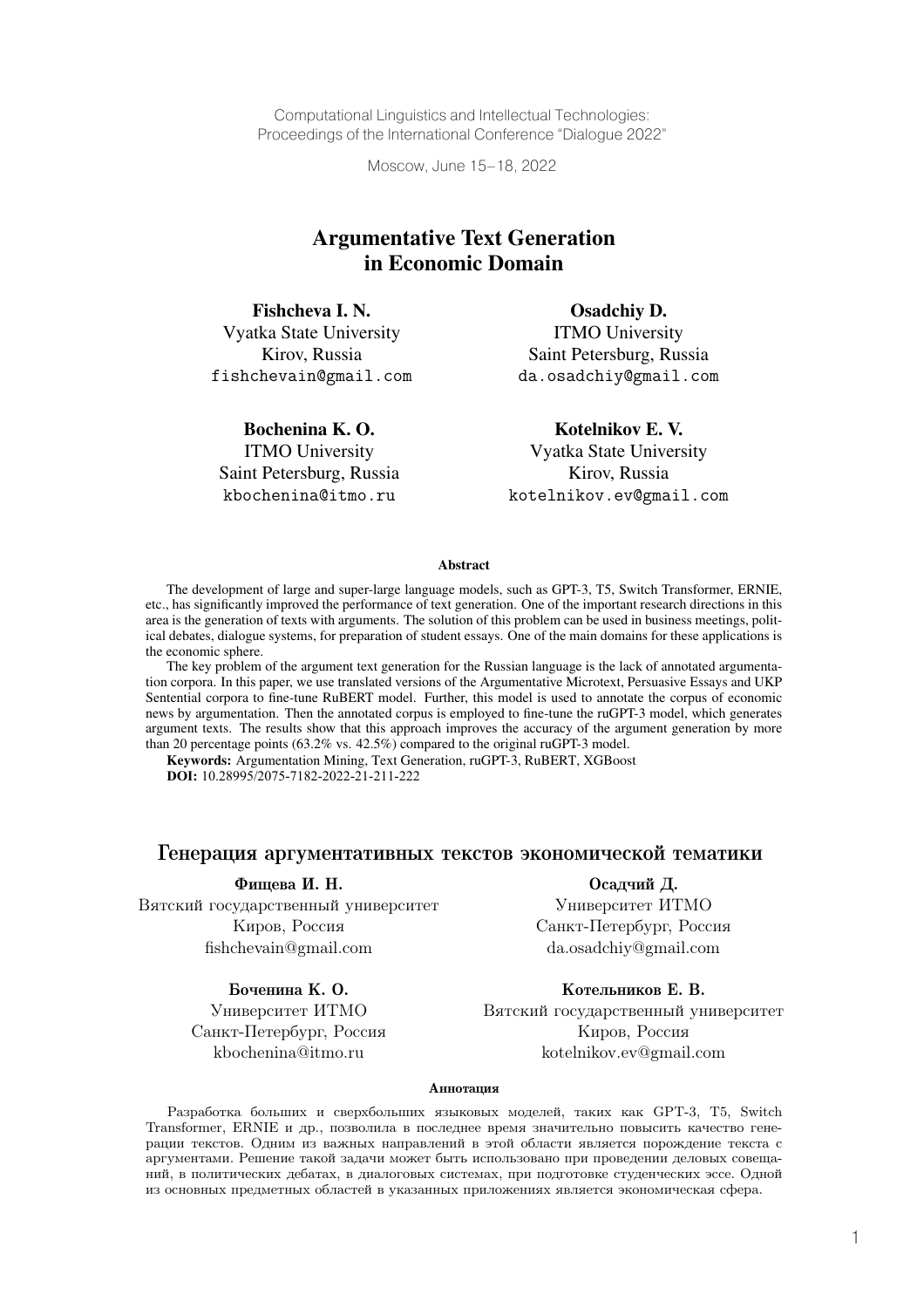Computational Linguistics and Intellectual Technologies:
Proceedings of the International Conference "Dialogue 2022"

Moscow, June 15–18, 2022

# Argumentative Text Generation in Economic Domain

**Fishcheva I. N.**
Vyatka State University
Kirov, Russia
fishchevain@gmail.com

**Osadchiy D.**
ITMO University
Saint Petersburg, Russia
da.osadchiy@gmail.com

**Bochenina K. O.**
ITMO University
Saint Petersburg, Russia
kbochenina@itmo.ru

**Kotelnikov E. V.**
Vyatka State University
Kirov, Russia
kotelnikov.ev@gmail.com

**Abstract**

The development of large and super-large language models, such as GPT-3, T5, Switch Transformer, ERNIE, etc., has significantly improved the performance of text generation. One of the important research directions in this area is the generation of texts with arguments. The solution of this problem can be used in business meetings, political debates, dialogue systems, for preparation of student essays. One of the main domains for these applications is the economic sphere.

The key problem of the argument text generation for the Russian language is the lack of annotated argumentation corpora. In this paper, we use translated versions of the Argumentative Microtext, Persuasive Essays and UKP Sentential corpora to fine-tune RuBERT model. Further, this model is used to annotate the corpus of economic news by argumentation. Then the annotated corpus is employed to fine-tune the ruGPT-3 model, which generates argument texts. The results show that this approach improves the accuracy of the argument generation by more than 20 percentage points (63.2% vs. 42.5%) compared to the original ruGPT-3 model.

**Keywords:** Argumentation Mining, Text Generation, ruGPT-3, RuBERT, XGBoost
**DOI:** 10.28995/2075-7182-2022-21-211-222

# Генерация аргументативных текстов экономической тематики

**Фищева И. Н.**
Вятский государственный университет
Киров, Россия
fishchevain@gmail.com

**Осадчий Д.**
Университет ИТМО
Санкт-Петербург, Россия
da.osadchiy@gmail.com

**Боченина К. О.**
Университет ИТМО
Санкт-Петербург, Россия
kbochenina@itmo.ru

**Котельников Е. В.**
Вятский государственный университет
Киров, Россия
kotelnikov.ev@gmail.com

**Аннотация**

Разработка больших и сверхбольших языковых моделей, таких как GPT-3, T5, Switch Transformer, ERNIE и др., позволила в последнее время значительно повысить качество генерации текстов. Одним из важных направлений в этой области является порождение текста с аргументами. Решение такой задачи может быть использовано при проведении деловых совещаний, в политических дебатах, в диалоговых системах, при подготовке студенческих эссе. Одной из основных предметных областей в указанных приложениях является экономическая сфера.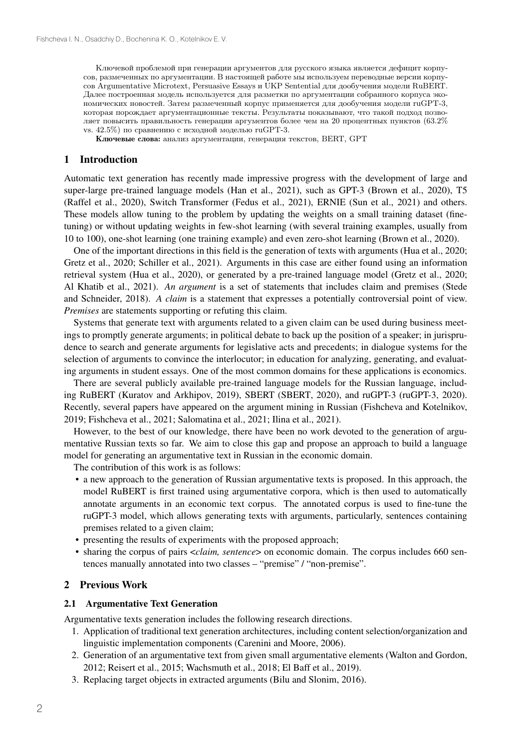Ключевой проблемой при генерации аргументов для русского языка является дефицит корпусов, размеченных по аргументации. В настоящей работе мы используем переводные версии корпусов Argumentative Microtext, Persuasive Essays и UKP Sentential для дообучения модели RuBERT. Далее построенная модель используется для разметки по аргументации собранного корпуса экономических новостей. Затем размеченный корпус применяется для дообучения модели ruGPT-3, которая порождает аргументационные тексты. Результаты показывают, что такой подход позволяет повысить правильность генерации аргументов более чем на 20 процентных пунктов (63.2% vs. 42.5%) по сравнению с исходной моделью ruGPT-3.

**Ключевые слова:** анализ аргументации, генерация текстов, BERT, GPT

## 1 Introduction

Automatic text generation has recently made impressive progress with the development of large and super-large pre-trained language models (Han et al., 2021), such as GPT-3 (Brown et al., 2020), T5 (Raffel et al., 2020), Switch Transformer (Fedus et al., 2021), ERNIE (Sun et al., 2021) and others. These models allow tuning to the problem by updating the weights on a small training dataset (fine-tuning) or without updating weights in few-shot learning (with several training examples, usually from 10 to 100), one-shot learning (one training example) and even zero-shot learning (Brown et al., 2020).

One of the important directions in this field is the generation of texts with arguments (Hua et al., 2020; Gretz et al., 2020; Schiller et al., 2021). Arguments in this case are either found using an information retrieval system (Hua et al., 2020), or generated by a pre-trained language model (Gretz et al., 2020; Al Khatib et al., 2021). *An argument* is a set of statements that includes claim and premises (Stede and Schneider, 2018). *A claim* is a statement that expresses a potentially controversial point of view. *Premises* are statements supporting or refuting this claim.

Systems that generate text with arguments related to a given claim can be used during business meetings to promptly generate arguments; in political debate to back up the position of a speaker; in jurisprudence to search and generate arguments for legislative acts and precedents; in dialogue systems for the selection of arguments to convince the interlocutor; in education for analyzing, generating, and evaluating arguments in student essays. One of the most common domains for these applications is economics.

There are several publicly available pre-trained language models for the Russian language, including RuBERT (Kuratov and Arkhipov, 2019), SBERT (SBERT, 2020), and ruGPT-3 (ruGPT-3, 2020). Recently, several papers have appeared on the argument mining in Russian (Fishcheva and Kotelnikov, 2019; Fishcheva et al., 2021; Salomatina et al., 2021; Ilina et al., 2021).

However, to the best of our knowledge, there have been no work devoted to the generation of argumentative Russian texts so far. We aim to close this gap and propose an approach to build a language model for generating an argumentative text in Russian in the economic domain.

The contribution of this work is as follows:

- a new approach to the generation of Russian argumentative texts is proposed. In this approach, the model RuBERT is first trained using argumentative corpora, which is then used to automatically annotate arguments in an economic text corpus. The annotated corpus is used to fine-tune the ruGPT-3 model, which allows generating texts with arguments, particularly, sentences containing premises related to a given claim;
- presenting the results of experiments with the proposed approach;
- sharing the corpus of pairs <*claim, sentence*> on economic domain. The corpus includes 660 sentences manually annotated into two classes – "premise" / "non-premise".

## 2 Previous Work

### 2.1 Argumentative Text Generation

Argumentative texts generation includes the following research directions.

1. Application of traditional text generation architectures, including content selection/organization and linguistic implementation components (Carenini and Moore, 2006).
2. Generation of an argumentative text from given small argumentative elements (Walton and Gordon, 2012; Reisert et al., 2015; Wachsmuth et al., 2018; El Baff et al., 2019).
3. Replacing target objects in extracted arguments (Bilu and Slonim, 2016).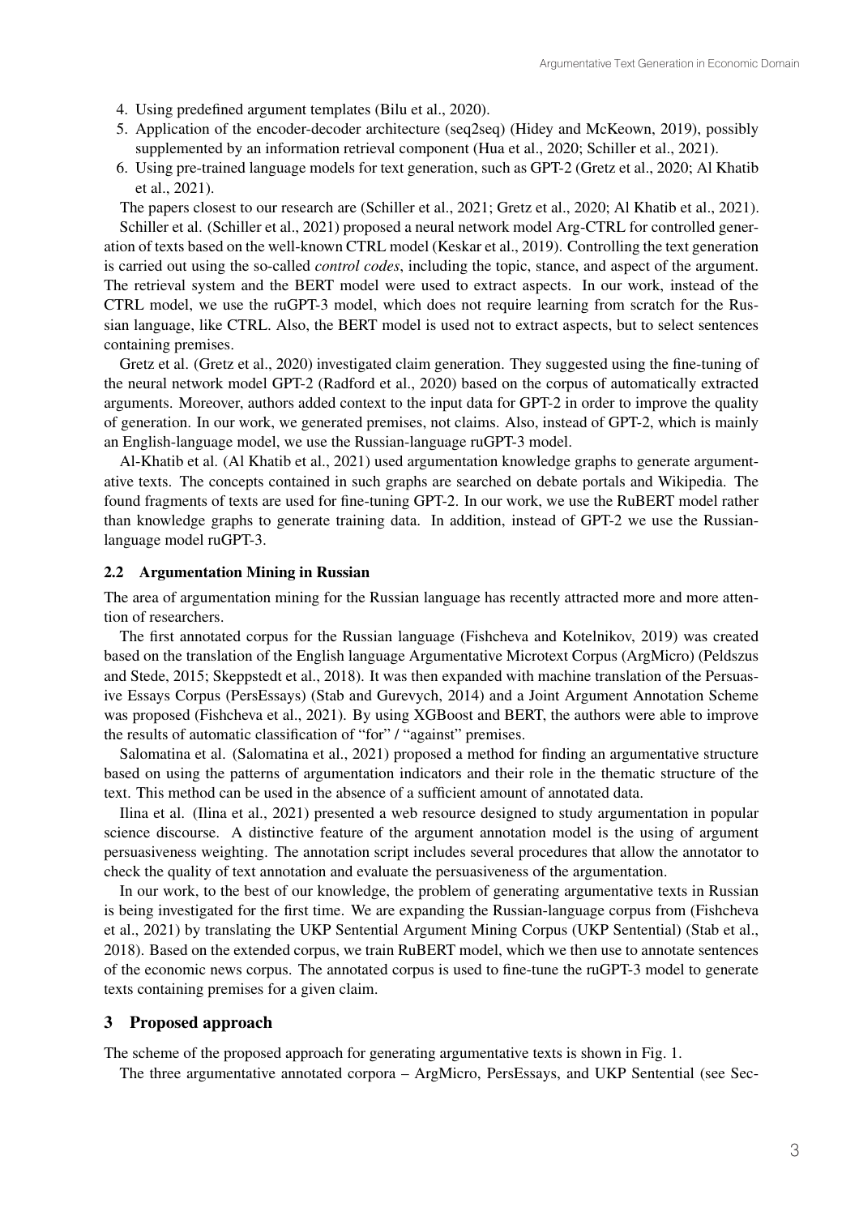4. Using predefined argument templates (Bilu et al., 2020).
5. Application of the encoder-decoder architecture (seq2seq) (Hidey and McKeown, 2019), possibly supplemented by an information retrieval component (Hua et al., 2020; Schiller et al., 2021).
6. Using pre-trained language models for text generation, such as GPT-2 (Gretz et al., 2020; Al Khatib et al., 2021).

The papers closest to our research are (Schiller et al., 2021; Gretz et al., 2020; Al Khatib et al., 2021).

Schiller et al. (Schiller et al., 2021) proposed a neural network model Arg-CTRL for controlled generation of texts based on the well-known CTRL model (Keskar et al., 2019). Controlling the text generation is carried out using the so-called *control codes*, including the topic, stance, and aspect of the argument. The retrieval system and the BERT model were used to extract aspects. In our work, instead of the CTRL model, we use the ruGPT-3 model, which does not require learning from scratch for the Russian language, like CTRL. Also, the BERT model is used not to extract aspects, but to select sentences containing premises.

Gretz et al. (Gretz et al., 2020) investigated claim generation. They suggested using the fine-tuning of the neural network model GPT-2 (Radford et al., 2020) based on the corpus of automatically extracted arguments. Moreover, authors added context to the input data for GPT-2 in order to improve the quality of generation. In our work, we generated premises, not claims. Also, instead of GPT-2, which is mainly an English-language model, we use the Russian-language ruGPT-3 model.

Al-Khatib et al. (Al Khatib et al., 2021) used argumentation knowledge graphs to generate argumentative texts. The concepts contained in such graphs are searched on debate portals and Wikipedia. The found fragments of texts are used for fine-tuning GPT-2. In our work, we use the RuBERT model rather than knowledge graphs to generate training data. In addition, instead of GPT-2 we use the Russian-language model ruGPT-3.

### 2.2 Argumentation Mining in Russian

The area of argumentation mining for the Russian language has recently attracted more and more attention of researchers.

The first annotated corpus for the Russian language (Fishcheva and Kotelnikov, 2019) was created based on the translation of the English language Argumentative Microtext Corpus (ArgMicro) (Peldszus and Stede, 2015; Skeppstedt et al., 2018). It was then expanded with machine translation of the Persuasive Essays Corpus (PersEssays) (Stab and Gurevych, 2014) and a Joint Argument Annotation Scheme was proposed (Fishcheva et al., 2021). By using XGBoost and BERT, the authors were able to improve the results of automatic classification of "for" / "against" premises.

Salomatina et al. (Salomatina et al., 2021) proposed a method for finding an argumentative structure based on using the patterns of argumentation indicators and their role in the thematic structure of the text. This method can be used in the absence of a sufficient amount of annotated data.

Ilina et al. (Ilina et al., 2021) presented a web resource designed to study argumentation in popular science discourse. A distinctive feature of the argument annotation model is the using of argument persuasiveness weighting. The annotation script includes several procedures that allow the annotator to check the quality of text annotation and evaluate the persuasiveness of the argumentation.

In our work, to the best of our knowledge, the problem of generating argumentative texts in Russian is being investigated for the first time. We are expanding the Russian-language corpus from (Fishcheva et al., 2021) by translating the UKP Sentential Argument Mining Corpus (UKP Sentential) (Stab et al., 2018). Based on the extended corpus, we train RuBERT model, which we then use to annotate sentences of the economic news corpus. The annotated corpus is used to fine-tune the ruGPT-3 model to generate texts containing premises for a given claim.

## 3 Proposed approach

The scheme of the proposed approach for generating argumentative texts is shown in Fig. 1.

The three argumentative annotated corpora – ArgMicro, PersEssays, and UKP Sentential (see Sec-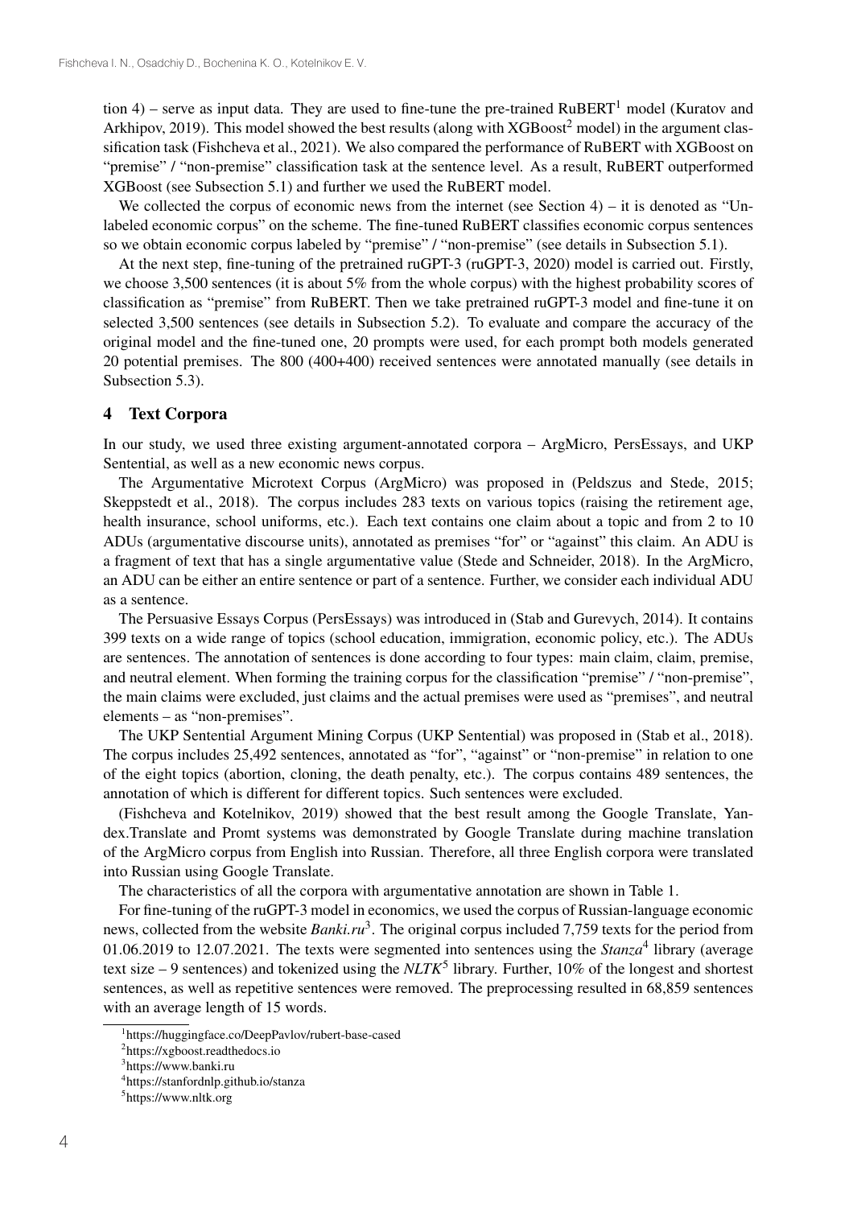tion 4) – serve as input data. They are used to fine-tune the pre-trained RuBERT[1] model (Kuratov and Arkhipov, 2019). This model showed the best results (along with XGBoost[2] model) in the argument classification task (Fishcheva et al., 2021). We also compared the performance of RuBERT with XGBoost on "premise" / "non-premise" classification task at the sentence level. As a result, RuBERT outperformed XGBoost (see Subsection 5.1) and further we used the RuBERT model.

We collected the corpus of economic news from the internet (see Section 4) – it is denoted as "Unlabeled economic corpus" on the scheme. The fine-tuned RuBERT classifies economic corpus sentences so we obtain economic corpus labeled by "premise" / "non-premise" (see details in Subsection 5.1).

At the next step, fine-tuning of the pretrained ruGPT-3 (ruGPT-3, 2020) model is carried out. Firstly, we choose 3,500 sentences (it is about 5% from the whole corpus) with the highest probability scores of classification as "premise" from RuBERT. Then we take pretrained ruGPT-3 model and fine-tune it on selected 3,500 sentences (see details in Subsection 5.2). To evaluate and compare the accuracy of the original model and the fine-tuned one, 20 prompts were used, for each prompt both models generated 20 potential premises. The 800 (400+400) received sentences were annotated manually (see details in Subsection 5.3).

## 4 Text Corpora

In our study, we used three existing argument-annotated corpora – ArgMicro, PersEssays, and UKP Sentential, as well as a new economic news corpus.

The Argumentative Microtext Corpus (ArgMicro) was proposed in (Peldszus and Stede, 2015; Skeppstedt et al., 2018). The corpus includes 283 texts on various topics (raising the retirement age, health insurance, school uniforms, etc.). Each text contains one claim about a topic and from 2 to 10 ADUs (argumentative discourse units), annotated as premises "for" or "against" this claim. An ADU is a fragment of text that has a single argumentative value (Stede and Schneider, 2018). In the ArgMicro, an ADU can be either an entire sentence or part of a sentence. Further, we consider each individual ADU as a sentence.

The Persuasive Essays Corpus (PersEssays) was introduced in (Stab and Gurevych, 2014). It contains 399 texts on a wide range of topics (school education, immigration, economic policy, etc.). The ADUs are sentences. The annotation of sentences is done according to four types: main claim, claim, premise, and neutral element. When forming the training corpus for the classification "premise" / "non-premise", the main claims were excluded, just claims and the actual premises were used as "premises", and neutral elements – as "non-premises".

The UKP Sentential Argument Mining Corpus (UKP Sentential) was proposed in (Stab et al., 2018). The corpus includes 25,492 sentences, annotated as "for", "against" or "non-premise" in relation to one of the eight topics (abortion, cloning, the death penalty, etc.). The corpus contains 489 sentences, the annotation of which is different for different topics. Such sentences were excluded.

(Fishcheva and Kotelnikov, 2019) showed that the best result among the Google Translate, Yandex.Translate and Promt systems was demonstrated by Google Translate during machine translation of the ArgMicro corpus from English into Russian. Therefore, all three English corpora were translated into Russian using Google Translate.

The characteristics of all the corpora with argumentative annotation are shown in Table 1.

For fine-tuning of the ruGPT-3 model in economics, we used the corpus of Russian-language economic news, collected from the website *Banki.ru*[3]. The original corpus included 7,759 texts for the period from 01.06.2019 to 12.07.2021. The texts were segmented into sentences using the *Stanza*[4] library (average text size – 9 sentences) and tokenized using the *NLTK*[5] library. Further, 10% of the longest and shortest sentences, as well as repetitive sentences were removed. The preprocessing resulted in 68,859 sentences with an average length of 15 words.

---

[1] https://huggingface.co/DeepPavlov/rubert-base-cased

[2] https://xgboost.readthedocs.io

[3] https://www.banki.ru

[4] https://stanfordnlp.github.io/stanza

[5] https://www.nltk.org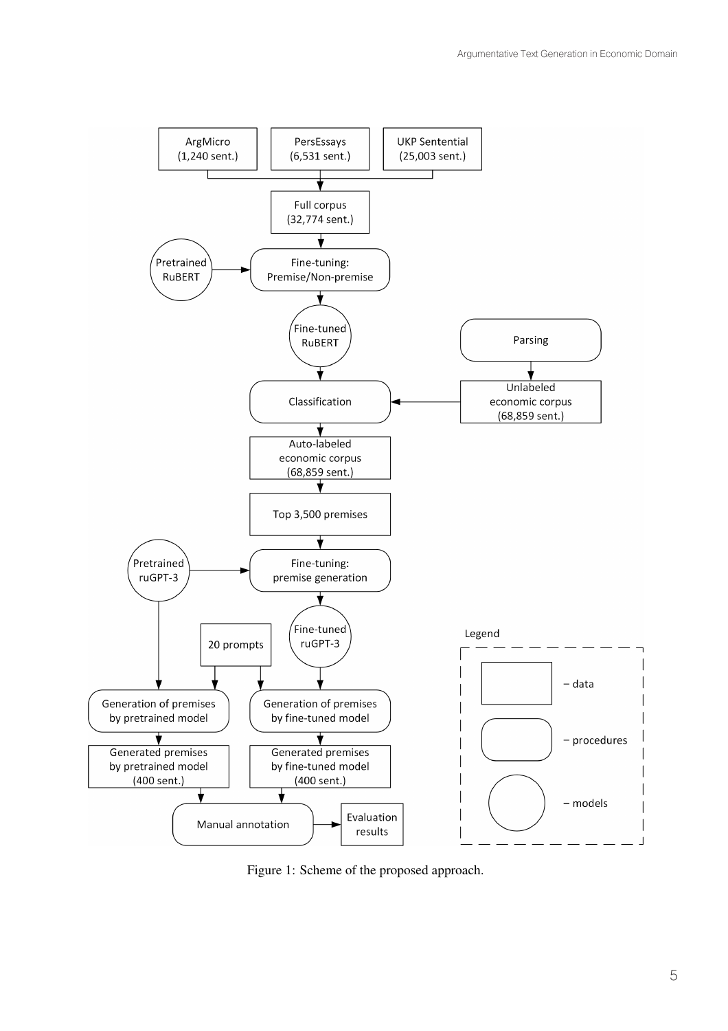Figure 1: Scheme of the proposed approach.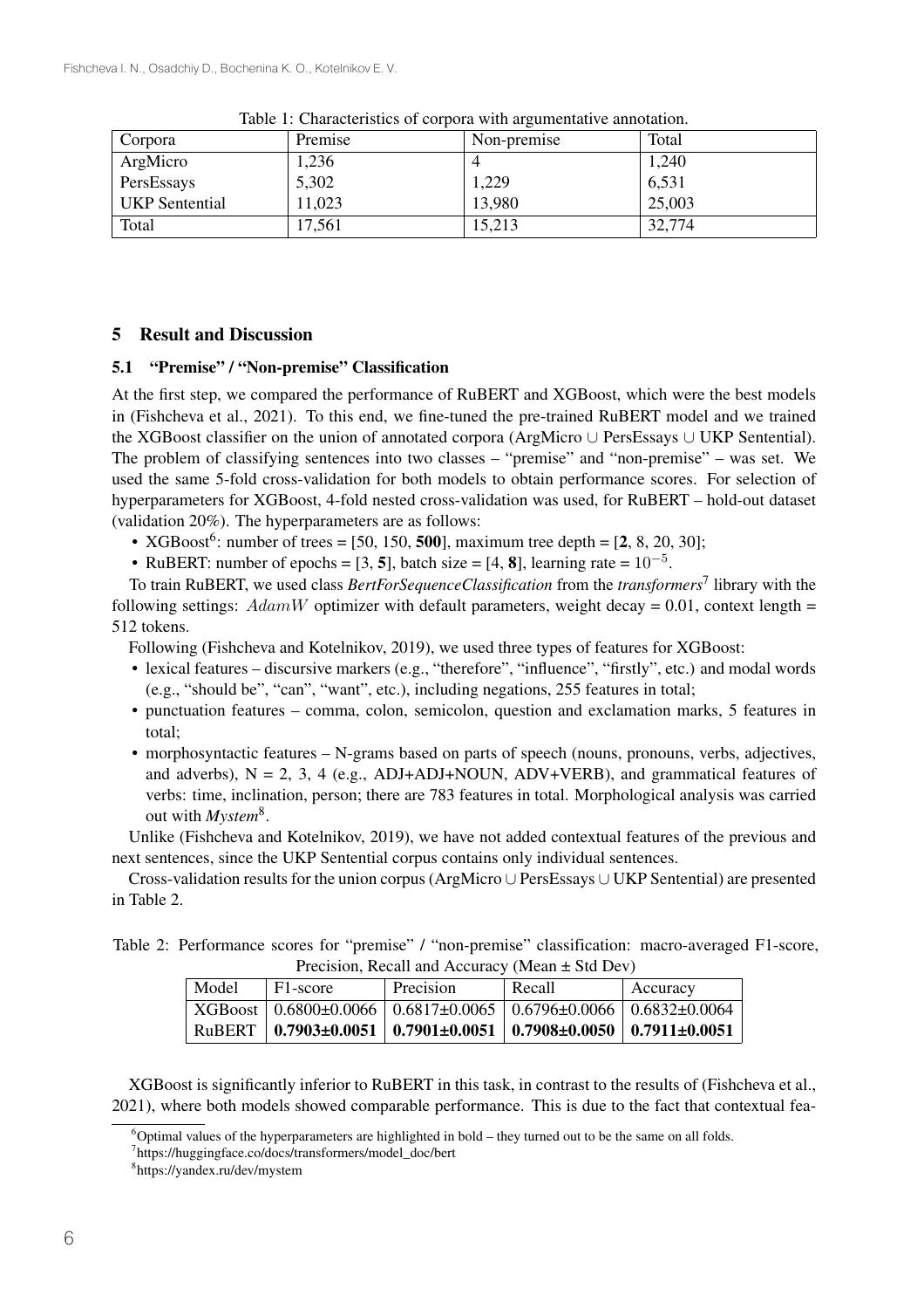Table 1: Characteristics of corpora with argumentative annotation.

| Corpora | Premise | Non-premise | Total |
|---|---|---|---|
| ArgMicro | 1,236 | 4 | 1,240 |
| PersEssays | 5,302 | 1,229 | 6,531 |
| UKP Sentential | 11,023 | 13,980 | 25,003 |
| Total | 17,561 | 15,213 | 32,774 |

## 5 Result and Discussion

### 5.1 "Premise" / "Non-premise" Classification

At the first step, we compared the performance of RuBERT and XGBoost, which were the best models in (Fishcheva et al., 2021). To this end, we fine-tuned the pre-trained RuBERT model and we trained the XGBoost classifier on the union of annotated corpora (ArgMicro ∪ PersEssays ∪ UKP Sentential). The problem of classifying sentences into two classes – "premise" and "non-premise" – was set. We used the same 5-fold cross-validation for both models to obtain performance scores. For selection of hyperparameters for XGBoost, 4-fold nested cross-validation was used, for RuBERT – hold-out dataset (validation 20%). The hyperparameters are as follows:

- XGBoost[6]: number of trees = [50, 150, **500**], maximum tree depth = [**2**, 8, 20, 30];
- RuBERT: number of epochs = [3, **5**], batch size = [4, **8**], learning rate = $10^{-5}$.

To train RuBERT, we used class *BertForSequenceClassification* from the *transformers*[7] library with the following settings: $AdamW$ optimizer with default parameters, weight decay = 0.01, context length = 512 tokens.

Following (Fishcheva and Kotelnikov, 2019), we used three types of features for XGBoost:

- lexical features – discursive markers (e.g., "therefore", "influence", "firstly", etc.) and modal words (e.g., "should be", "can", "want", etc.), including negations, 255 features in total;
- punctuation features – comma, colon, semicolon, question and exclamation marks, 5 features in total;
- morphosyntactic features – N-grams based on parts of speech (nouns, pronouns, verbs, adjectives, and adverbs), N = 2, 3, 4 (e.g., ADJ+ADJ+NOUN, ADV+VERB), and grammatical features of verbs: time, inclination, person; there are 783 features in total. Morphological analysis was carried out with *Mystem*[8].

Unlike (Fishcheva and Kotelnikov, 2019), we have not added contextual features of the previous and next sentences, since the UKP Sentential corpus contains only individual sentences.

Cross-validation results for the union corpus (ArgMicro ∪ PersEssays ∪ UKP Sentential) are presented in Table 2.

Table 2: Performance scores for "premise" / "non-premise" classification: macro-averaged F1-score, Precision, Recall and Accuracy (Mean ± Std Dev)

| Model | F1-score | Precision | Recall | Accuracy |
|---|---|---|---|---|
| XGBoost | 0.6800±0.0066 | 0.6817±0.0065 | 0.6796±0.0066 | 0.6832±0.0064 |
| RuBERT | **0.7903±0.0051** | **0.7901±0.0051** | **0.7908±0.0050** | **0.7911±0.0051** |

XGBoost is significantly inferior to RuBERT in this task, in contrast to the results of (Fishcheva et al., 2021), where both models showed comparable performance. This is due to the fact that contextual fea-

[6] Optimal values of the hyperparameters are highlighted in bold – they turned out to be the same on all folds.

[7] https://huggingface.co/docs/transformers/model_doc/bert

[8] https://yandex.ru/dev/mystem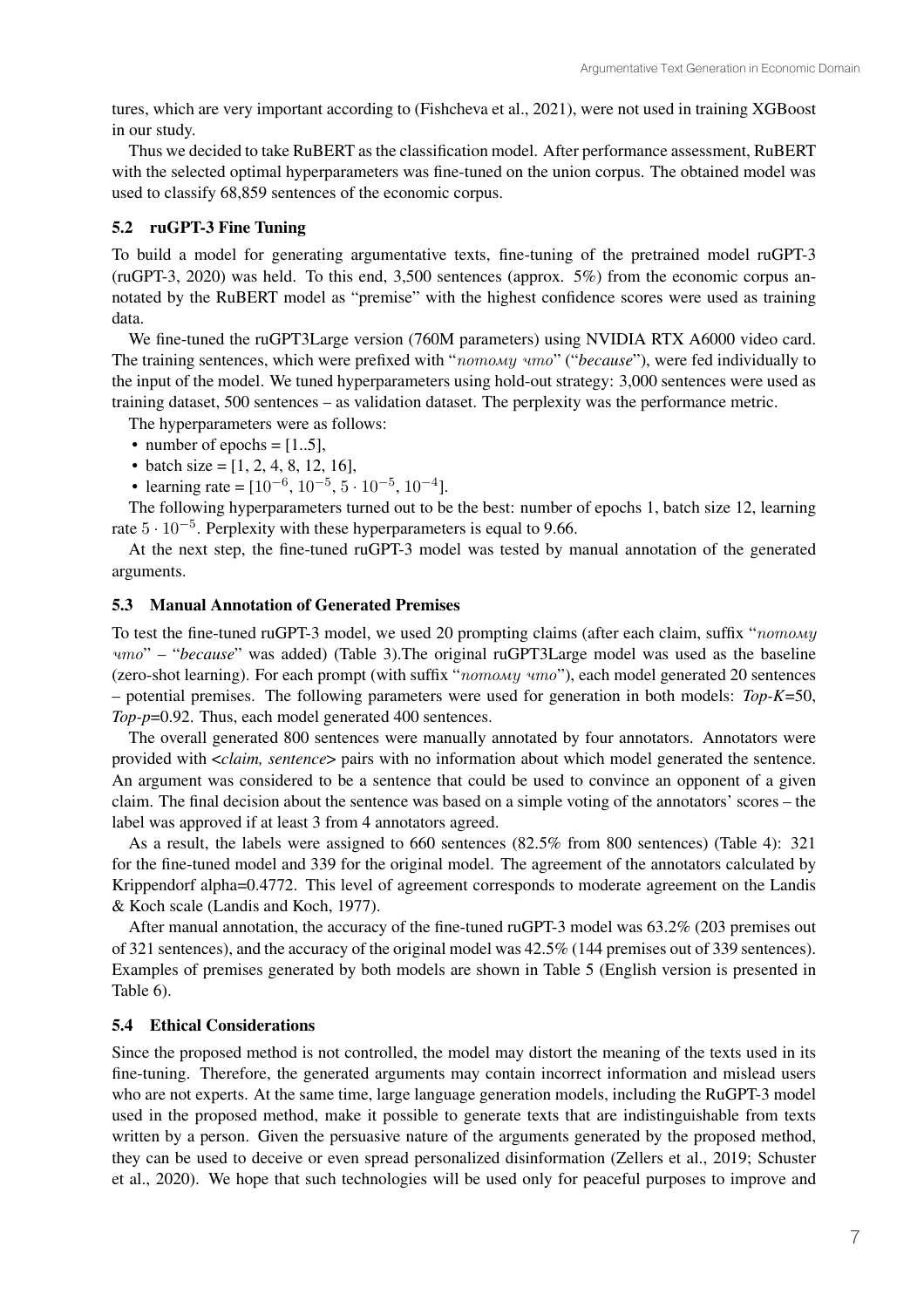tures, which are very important according to (Fishcheva et al., 2021), were not used in training XGBoost in our study.

Thus we decided to take RuBERT as the classification model. After performance assessment, RuBERT with the selected optimal hyperparameters was fine-tuned on the union corpus. The obtained model was used to classify 68,859 sentences of the economic corpus.

### 5.2 ruGPT-3 Fine Tuning

To build a model for generating argumentative texts, fine-tuning of the pretrained model ruGPT-3 (ruGPT-3, 2020) was held. To this end, 3,500 sentences (approx. 5%) from the economic corpus annotated by the RuBERT model as "premise" with the highest confidence scores were used as training data.

We fine-tuned the ruGPT3Large version (760M parameters) using NVIDIA RTX A6000 video card. The training sentences, which were prefixed with "*потому что*" ("***because***"), were fed individually to the input of the model. We tuned hyperparameters using hold-out strategy: 3,000 sentences were used as training dataset, 500 sentences – as validation dataset. The perplexity was the performance metric.

The hyperparameters were as follows:

- number of epochs = [1..5],
- batch size = [1, 2, 4, 8, 12, 16],
- learning rate = [$10^{-6}$, $10^{-5}$, $5 \cdot 10^{-5}$, $10^{-4}$].

The following hyperparameters turned out to be the best: number of epochs 1, batch size 12, learning rate $5 \cdot 10^{-5}$. Perplexity with these hyperparameters is equal to 9.66.

At the next step, the fine-tuned ruGPT-3 model was tested by manual annotation of the generated arguments.

### 5.3 Manual Annotation of Generated Premises

To test the fine-tuned ruGPT-3 model, we used 20 prompting claims (after each claim, suffix "*потому что*" – "***because***" was added) (Table 3).The original ruGPT3Large model was used as the baseline (zero-shot learning). For each prompt (with suffix "*потому что*"), each model generated 20 sentences – potential premises. The following parameters were used for generation in both models: *Top-K*=50, *Top-p*=0.92. Thus, each model generated 400 sentences.

The overall generated 800 sentences were manually annotated by four annotators. Annotators were provided with <*claim, sentence*> pairs with no information about which model generated the sentence. An argument was considered to be a sentence that could be used to convince an opponent of a given claim. The final decision about the sentence was based on a simple voting of the annotators' scores – the label was approved if at least 3 from 4 annotators agreed.

As a result, the labels were assigned to 660 sentences (82.5% from 800 sentences) (Table 4): 321 for the fine-tuned model and 339 for the original model. The agreement of the annotators calculated by Krippendorf alpha=0.4772. This level of agreement corresponds to moderate agreement on the Landis & Koch scale (Landis and Koch, 1977).

After manual annotation, the accuracy of the fine-tuned ruGPT-3 model was 63.2% (203 premises out of 321 sentences), and the accuracy of the original model was 42.5% (144 premises out of 339 sentences). Examples of premises generated by both models are shown in Table 5 (English version is presented in Table 6).

### 5.4 Ethical Considerations

Since the proposed method is not controlled, the model may distort the meaning of the texts used in its fine-tuning. Therefore, the generated arguments may contain incorrect information and mislead users who are not experts. At the same time, large language generation models, including the RuGPT-3 model used in the proposed method, make it possible to generate texts that are indistinguishable from texts written by a person. Given the persuasive nature of the arguments generated by the proposed method, they can be used to deceive or even spread personalized disinformation (Zellers et al., 2019; Schuster et al., 2020). We hope that such technologies will be used only for peaceful purposes to improve and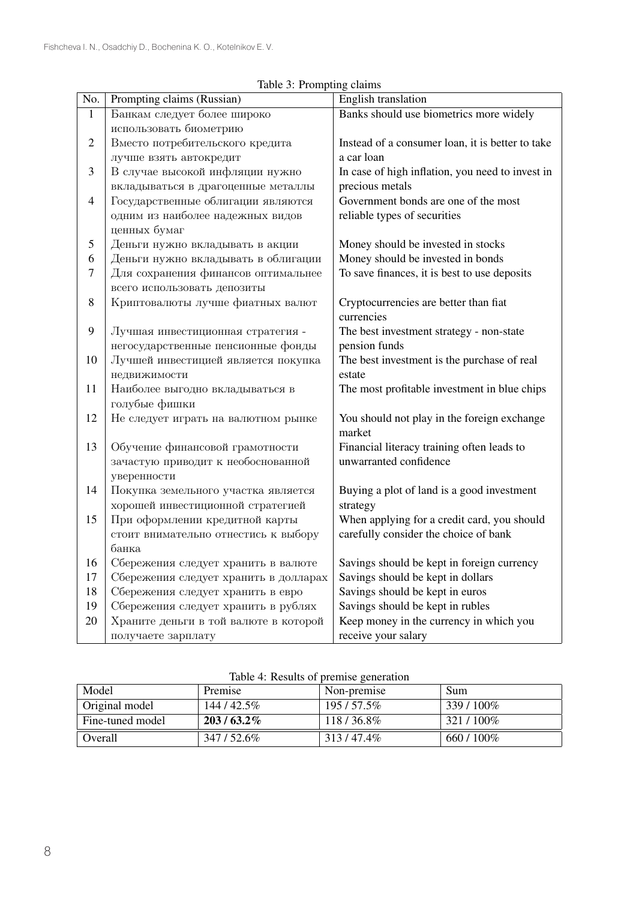Table 3: Prompting claims

| No. | Prompting claims (Russian) | English translation |
|---|---|---|
| 1 | Банкам следует более широко использовать биометрию | Banks should use biometrics more widely |
| 2 | Вместо потребительского кредита лучше взять автокредит | Instead of a consumer loan, it is better to take a car loan |
| 3 | В случае высокой инфляции нужно вкладываться в драгоценные металлы | In case of high inflation, you need to invest in precious metals |
| 4 | Государственные облигации являются одним из наиболее надежных видов ценных бумаг | Government bonds are one of the most reliable types of securities |
| 5 | Деньги нужно вкладывать в акции | Money should be invested in stocks |
| 6 | Деньги нужно вкладывать в облигации | Money should be invested in bonds |
| 7 | Для сохранения финансов оптимальнее всего использовать депозиты | To save finances, it is best to use deposits |
| 8 | Криптовалюты лучше фиатных валют | Cryptocurrencies are better than fiat currencies |
| 9 | Лучшая инвестиционная стратегия - негосударственные пенсионные фонды | The best investment strategy - non-state pension funds |
| 10 | Лучшей инвестицией является покупка недвижимости | The best investment is the purchase of real estate |
| 11 | Наиболее выгодно вкладываться в голубые фишки | The most profitable investment in blue chips |
| 12 | Не следует играть на валютном рынке | You should not play in the foreign exchange market |
| 13 | Обучение финансовой грамотности зачастую приводит к необоснованной уверенности | Financial literacy training often leads to unwarranted confidence |
| 14 | Покупка земельного участка является хорошей инвестиционной стратегией | Buying a plot of land is a good investment strategy |
| 15 | При оформлении кредитной карты стоит внимательно отнестись к выбору банка | When applying for a credit card, you should carefully consider the choice of bank |
| 16 | Сбережения следует хранить в валюте | Savings should be kept in foreign currency |
| 17 | Сбережения следует хранить в долларах | Savings should be kept in dollars |
| 18 | Сбережения следует хранить в евро | Savings should be kept in euros |
| 19 | Сбережения следует хранить в рублях | Savings should be kept in rubles |
| 20 | Храните деньги в той валюте в которой получаете зарплату | Keep money in the currency in which you receive your salary |

Table 4: Results of premise generation

| Model | Premise | Non-premise | Sum |
|---|---|---|---|
| Original model | 144 / 42.5% | 195 / 57.5% | 339 / 100% |
| Fine-tuned model | **203 / 63.2%** | 118 / 36.8% | 321 / 100% |
| Overall | 347 / 52.6% | 313 / 47.4% | 660 / 100% |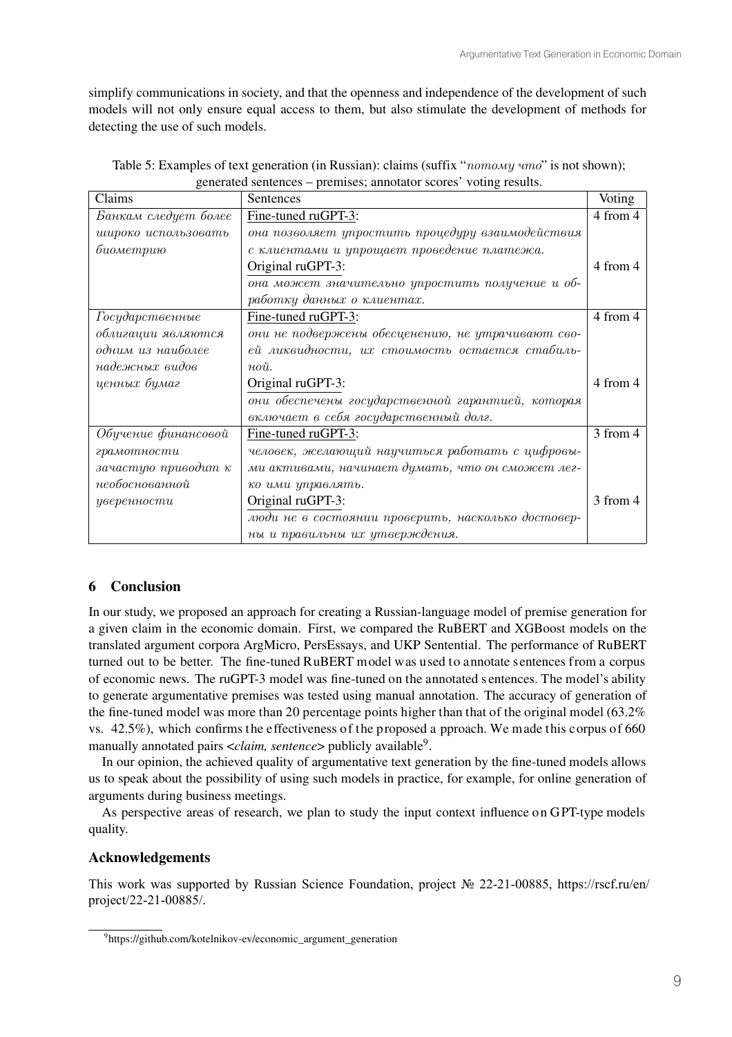simplify communications in society, and that the openness and independence of the development of such models will not only ensure equal access to them, but also stimulate the development of methods for detecting the use of such models.

Table 5: Examples of text generation (in Russian): claims (suffix "*потому что*" is not shown); generated sentences – premises; annotator scores' voting results.

| Claims | Sentences | Voting |
|---|---|---|
| *Банкам следует более широко использовать биометрию* | Fine-tuned ruGPT-3: *она позволяет упростить процедуру взаимодействия с клиентами и упрощает проведение платежа.* | 4 from 4 |
| | Original ruGPT-3: *она может значительно упростить получение и обработку данных о клиентах.* | 4 from 4 |
| *Государственные облигации являются одним из наиболее надежных видов ценных бумаг* | Fine-tuned ruGPT-3: *они не подвержены обесценению, не утрачивают своей ликвидности, их стоимость остается стабильной.* | 4 from 4 |
| | Original ruGPT-3: *они обеспечены государственной гарантией, которая включает в себя государственный долг.* | 4 from 4 |
| *Обучение финансовой грамотности зачастую приводит к необоснованной уверенности* | Fine-tuned ruGPT-3: *человек, желающий научиться работать с цифровыми активами, начинает думать, что он сможет легко ими управлять.* | 3 from 4 |
| | Original ruGPT-3: *люди не в состоянии проверить, насколько достоверны и правильны их утверждения.* | 3 from 4 |

## 6 Conclusion

In our study, we proposed an approach for creating a Russian-language model of premise generation for a given claim in the economic domain. First, we compared the RuBERT and XGBoost models on the translated argument corpora ArgMicro, PersEssays, and UKP Sentential. The performance of RuBERT turned out to be better. The fine-tuned RuBERT model was used to annotate sentences from a corpus of economic news. The ruGPT-3 model was fine-tuned on the annotated sentences. The model's ability to generate argumentative premises was tested using manual annotation. The accuracy of generation of the fine-tuned model was more than 20 percentage points higher than that of the original model (63.2% vs. 42.5%), which confirms the effectiveness of the proposed approach. We made this corpus of 660 manually annotated pairs <*claim, sentence*> publicly available[9].

In our opinion, the achieved quality of argumentative text generation by the fine-tuned models allows us to speak about the possibility of using such models in practice, for example, for online generation of arguments during business meetings.

As perspective areas of research, we plan to study the input context influence on GPT-type models quality.

## Acknowledgements

This work was supported by Russian Science Foundation, project № 22-21-00885, https://rscf.ru/en/project/22-21-00885/.

[9] https://github.com/kotelnikov-ev/economic_argument_generation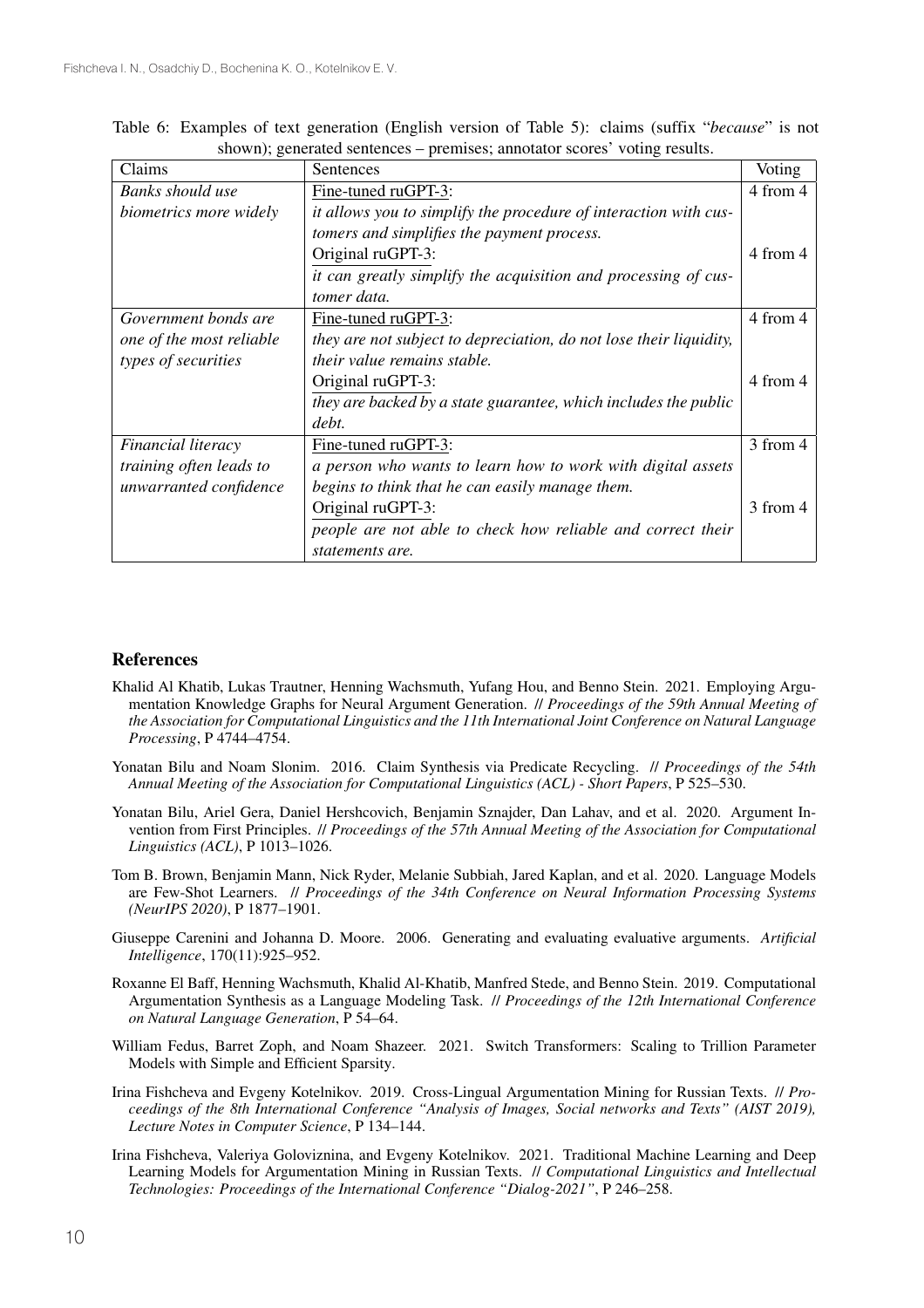Table 6: Examples of text generation (English version of Table 5): claims (suffix "*because*" is not shown); generated sentences – premises; annotator scores' voting results.

| Claims | Sentences | Voting |
|---|---|---|
| *Banks should use biometrics more widely* | Fine-tuned ruGPT-3: *it allows you to simplify the procedure of interaction with customers and simplifies the payment process.* | 4 from 4 |
| | Original ruGPT-3: *it can greatly simplify the acquisition and processing of customer data.* | 4 from 4 |
| *Government bonds are one of the most reliable types of securities* | Fine-tuned ruGPT-3: *they are not subject to depreciation, do not lose their liquidity, their value remains stable.* | 4 from 4 |
| | Original ruGPT-3: *they are backed by a state guarantee, which includes the public debt.* | 4 from 4 |
| *Financial literacy training often leads to unwarranted confidence* | Fine-tuned ruGPT-3: *a person who wants to learn how to work with digital assets begins to think that he can easily manage them.* | 3 from 4 |
| | Original ruGPT-3: *people are not able to check how reliable and correct their statements are.* | 3 from 4 |

## References

Khalid Al Khatib, Lukas Trautner, Henning Wachsmuth, Yufang Hou, and Benno Stein. 2021. Employing Argumentation Knowledge Graphs for Neural Argument Generation. // *Proceedings of the 59th Annual Meeting of the Association for Computational Linguistics and the 11th International Joint Conference on Natural Language Processing*, P 4744–4754.

Yonatan Bilu and Noam Slonim. 2016. Claim Synthesis via Predicate Recycling. // *Proceedings of the 54th Annual Meeting of the Association for Computational Linguistics (ACL) - Short Papers*, P 525–530.

Yonatan Bilu, Ariel Gera, Daniel Hershcovich, Benjamin Sznajder, Dan Lahav, and et al. 2020. Argument Invention from First Principles. // *Proceedings of the 57th Annual Meeting of the Association for Computational Linguistics (ACL)*, P 1013–1026.

Tom B. Brown, Benjamin Mann, Nick Ryder, Melanie Subbiah, Jared Kaplan, and et al. 2020. Language Models are Few-Shot Learners. // *Proceedings of the 34th Conference on Neural Information Processing Systems (NeurIPS 2020)*, P 1877–1901.

Giuseppe Carenini and Johanna D. Moore. 2006. Generating and evaluating evaluative arguments. *Artificial Intelligence*, 170(11):925–952.

Roxanne El Baff, Henning Wachsmuth, Khalid Al-Khatib, Manfred Stede, and Benno Stein. 2019. Computational Argumentation Synthesis as a Language Modeling Task. // *Proceedings of the 12th International Conference on Natural Language Generation*, P 54–64.

William Fedus, Barret Zoph, and Noam Shazeer. 2021. Switch Transformers: Scaling to Trillion Parameter Models with Simple and Efficient Sparsity.

Irina Fishcheva and Evgeny Kotelnikov. 2019. Cross-Lingual Argumentation Mining for Russian Texts. // *Proceedings of the 8th International Conference "Analysis of Images, Social networks and Texts" (AIST 2019), Lecture Notes in Computer Science*, P 134–144.

Irina Fishcheva, Valeriya Goloviznina, and Evgeny Kotelnikov. 2021. Traditional Machine Learning and Deep Learning Models for Argumentation Mining in Russian Texts. // *Computational Linguistics and Intellectual Technologies: Proceedings of the International Conference "Dialog-2021"*, P 246–258.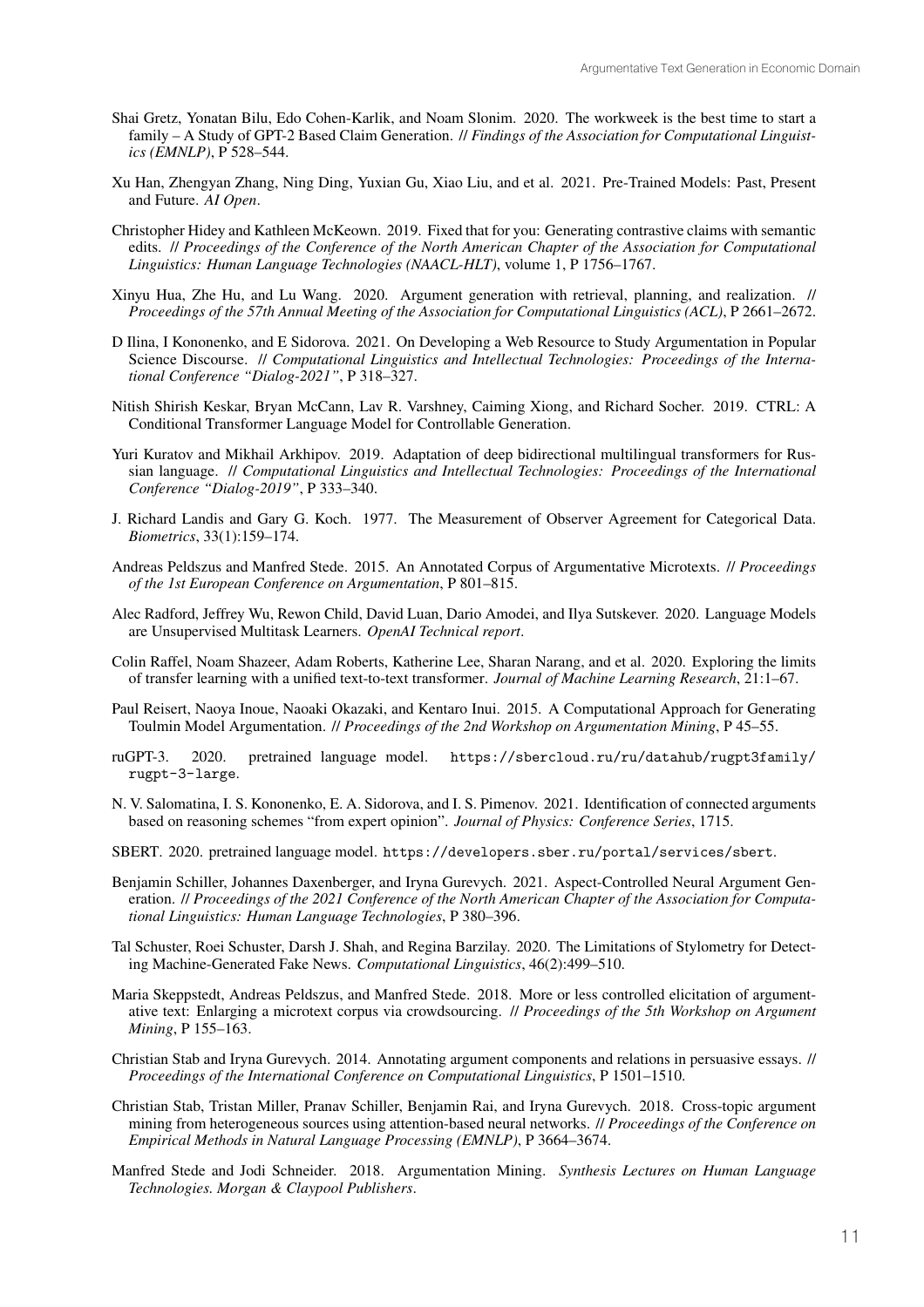Shai Gretz, Yonatan Bilu, Edo Cohen-Karlik, and Noam Slonim. 2020. The workweek is the best time to start a family – A Study of GPT-2 Based Claim Generation. // *Findings of the Association for Computational Linguistics (EMNLP)*, P 528–544.

Xu Han, Zhengyan Zhang, Ning Ding, Yuxian Gu, Xiao Liu, and et al. 2021. Pre-Trained Models: Past, Present and Future. *AI Open*.

Christopher Hidey and Kathleen McKeown. 2019. Fixed that for you: Generating contrastive claims with semantic edits. // *Proceedings of the Conference of the North American Chapter of the Association for Computational Linguistics: Human Language Technologies (NAACL-HLT)*, volume 1, P 1756–1767.

Xinyu Hua, Zhe Hu, and Lu Wang. 2020. Argument generation with retrieval, planning, and realization. // *Proceedings of the 57th Annual Meeting of the Association for Computational Linguistics (ACL)*, P 2661–2672.

D Ilina, I Kononenko, and E Sidorova. 2021. On Developing a Web Resource to Study Argumentation in Popular Science Discourse. // *Computational Linguistics and Intellectual Technologies: Proceedings of the International Conference "Dialog-2021"*, P 318–327.

Nitish Shirish Keskar, Bryan McCann, Lav R. Varshney, Caiming Xiong, and Richard Socher. 2019. CTRL: A Conditional Transformer Language Model for Controllable Generation.

Yuri Kuratov and Mikhail Arkhipov. 2019. Adaptation of deep bidirectional multilingual transformers for Russian language. // *Computational Linguistics and Intellectual Technologies: Proceedings of the International Conference "Dialog-2019"*, P 333–340.

J. Richard Landis and Gary G. Koch. 1977. The Measurement of Observer Agreement for Categorical Data. *Biometrics*, 33(1):159–174.

Andreas Peldszus and Manfred Stede. 2015. An Annotated Corpus of Argumentative Microtexts. // *Proceedings of the 1st European Conference on Argumentation*, P 801–815.

Alec Radford, Jeffrey Wu, Rewon Child, David Luan, Dario Amodei, and Ilya Sutskever. 2020. Language Models are Unsupervised Multitask Learners. *OpenAI Technical report*.

Colin Raffel, Noam Shazeer, Adam Roberts, Katherine Lee, Sharan Narang, and et al. 2020. Exploring the limits of transfer learning with a unified text-to-text transformer. *Journal of Machine Learning Research*, 21:1–67.

Paul Reisert, Naoya Inoue, Naoaki Okazaki, and Kentaro Inui. 2015. A Computational Approach for Generating Toulmin Model Argumentation. // *Proceedings of the 2nd Workshop on Argumentation Mining*, P 45–55.

ruGPT-3. 2020. pretrained language model. `https://sbercloud.ru/ru/datahub/rugpt3family/rugpt-3-large`.

N. V. Salomatina, I. S. Kononenko, E. A. Sidorova, and I. S. Pimenov. 2021. Identification of connected arguments based on reasoning schemes "from expert opinion". *Journal of Physics: Conference Series*, 1715.

SBERT. 2020. pretrained language model. `https://developers.sber.ru/portal/services/sbert`.

Benjamin Schiller, Johannes Daxenberger, and Iryna Gurevych. 2021. Aspect-Controlled Neural Argument Generation. // *Proceedings of the 2021 Conference of the North American Chapter of the Association for Computational Linguistics: Human Language Technologies*, P 380–396.

Tal Schuster, Roei Schuster, Darsh J. Shah, and Regina Barzilay. 2020. The Limitations of Stylometry for Detecting Machine-Generated Fake News. *Computational Linguistics*, 46(2):499–510.

Maria Skeppstedt, Andreas Peldzus, and Manfred Stede. 2018. More or less controlled elicitation of argumentative text: Enlarging a microtext corpus via crowdsourcing. // *Proceedings of the 5th Workshop on Argument Mining*, P 155–163.

Christian Stab and Iryna Gurevych. 2014. Annotating argument components and relations in persuasive essays. // *Proceedings of the International Conference on Computational Linguistics*, P 1501–1510.

Christian Stab, Tristan Miller, Pranav Schiller, Benjamin Rai, and Iryna Gurevych. 2018. Cross-topic argument mining from heterogeneous sources using attention-based neural networks. // *Proceedings of the Conference on Empirical Methods in Natural Language Processing (EMNLP)*, P 3664–3674.

Manfred Stede and Jodi Schneider. 2018. Argumentation Mining. *Synthesis Lectures on Human Language Technologies. Morgan & Claypool Publishers*.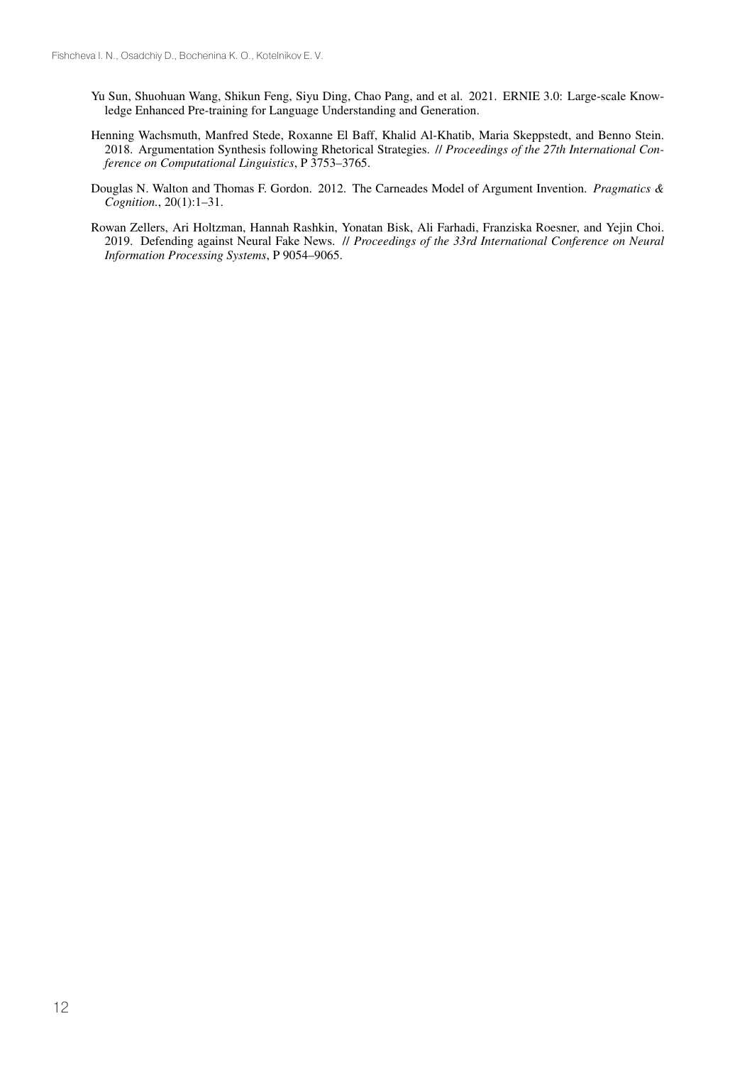Yu Sun, Shuohuan Wang, Shikun Feng, Siyu Ding, Chao Pang, and et al. 2021. ERNIE 3.0: Large-scale Knowledge Enhanced Pre-training for Language Understanding and Generation.

Henning Wachsmuth, Manfred Stede, Roxanne El Baff, Khalid Al-Khatib, Maria Skeppstedt, and Benno Stein. 2018. Argumentation Synthesis following Rhetorical Strategies. // *Proceedings of the 27th International Conference on Computational Linguistics*, P 3753–3765.

Douglas N. Walton and Thomas F. Gordon. 2012. The Carneades Model of Argument Invention. *Pragmatics & Cognition.*, 20(1):1–31.

Rowan Zellers, Ari Holtzman, Hannah Rashkin, Yonatan Bisk, Ali Farhadi, Franziska Roesner, and Yejin Choi. 2019. Defending against Neural Fake News. // *Proceedings of the 33rd International Conference on Neural Information Processing Systems*, P 9054–9065.